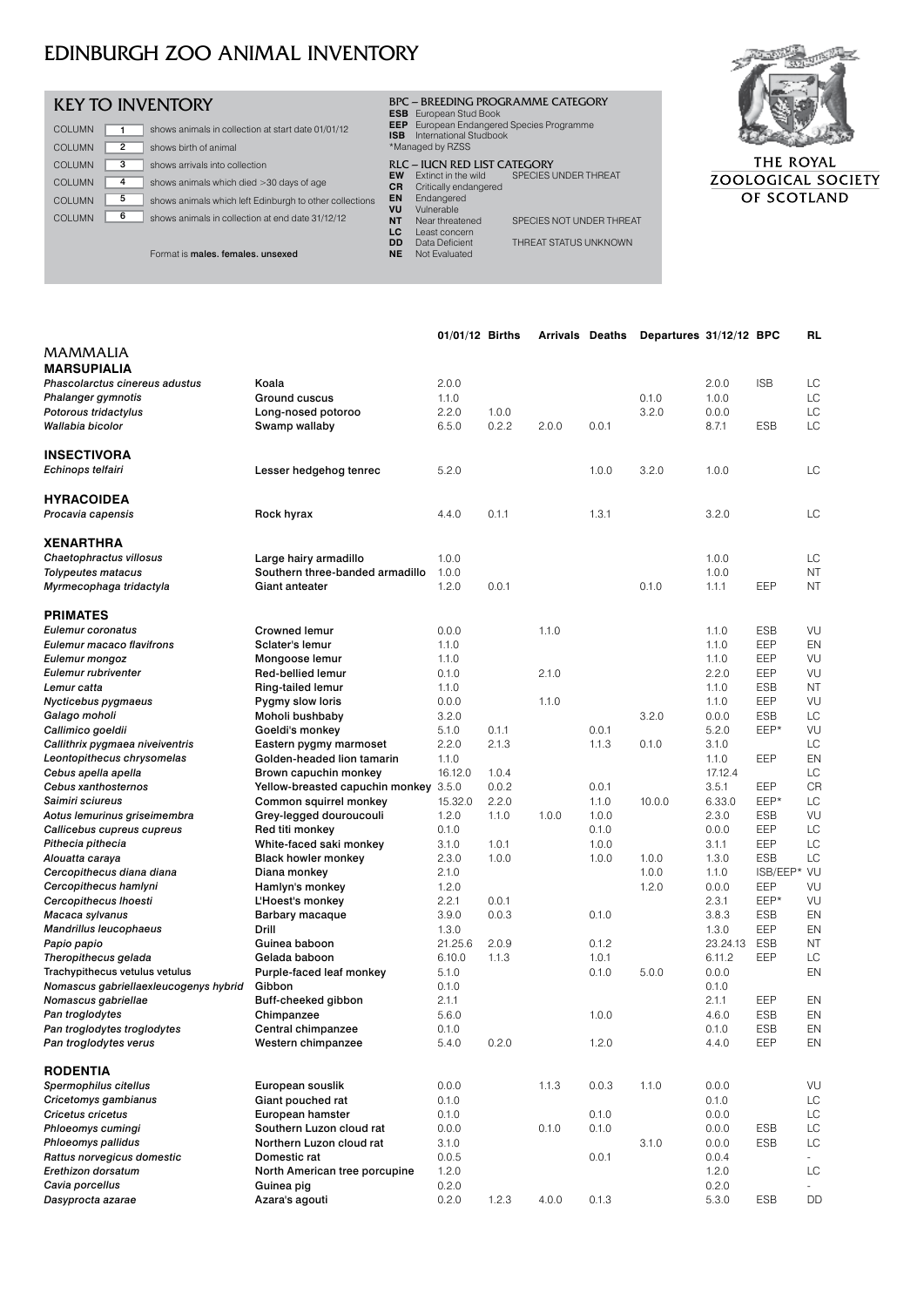# EDINBURGH ZOO ANIMAL INVENTORY

## KEY TO INVENTORY

| | | |
|---|---|---|
| COLUMN | 1 | shows animals in collection at start date 01/01/12 |
| COLUMN | 2 | shows birth of animal |
| COLUMN | 3 | shows arrivals into collection |
| COLUMN | 4 | shows animals which died >30 days of age |
| COLUMN | 5 | shows animals which left Edinburgh to other collections |
| COLUMN | 6 | shows animals in collection at end date 31/12/12 |

Format is **males. females. unsexed**

**BPC – BREEDING PROGRAMME CATEGORY**

- **ESB** European Stud Book
- **EEP** European Endangered Species Programme
- **ISB** International Studbook
- *Managed by RZSS

**RLC – IUCN RED LIST CATEGORY**

- **EW** Extinct in the wild — SPECIES UNDER THREAT
- **CR** Critically endangered
- **EN** Endangered
- **VU** Vulnerable
- **NT** Near threatened — SPECIES NOT UNDER THREAT
- **LC** Least concern
- **DD** Data Deficient — THREAT STATUS UNKNOWN
- **NE** Not Evaluated

THE ROYAL ZOOLOGICAL SOCIETY OF SCOTLAND

| | | 01/01/12 | Births | Arrivals | Deaths | Departures | 31/12/12 | BPC | RL |
|---|---|---|---|---|---|---|---|---|---|
| **MAMMALIA** | | | | | | | | | |
| **MARSUPIALIA** | | | | | | | | | |
| *Phascolarctus cinereus adustus* | Koala | 2.0.0 | | | | | 2.0.0 | ISB | LC |
| *Phalanger gymnotis* | Ground cuscus | 1.1.0 | | | | 0.1.0 | 1.0.0 | | LC |
| *Potorous tridactylus* | Long-nosed potoroo | 2.2.0 | 1.0.0 | | | 3.2.0 | 0.0.0 | | LC |
| *Wallabia bicolor* | Swamp wallaby | 6.5.0 | 0.2.2 | 2.0.0 | 0.0.1 | | 8.7.1 | ESB | LC |
| **INSECTIVORA** | | | | | | | | | |
| *Echinops telfairi* | Lesser hedgehog tenrec | 5.2.0 | | | 1.0.0 | 3.2.0 | 1.0.0 | | LC |
| **HYRACOIDEA** | | | | | | | | | |
| *Procavia capensis* | Rock hyrax | 4.4.0 | 0.1.1 | | 1.3.1 | | 3.2.0 | | LC |
| **XENARTHRA** | | | | | | | | | |
| *Chaetophractus villosus* | Large hairy armadillo | 1.0.0 | | | | | 1.0.0 | | LC |
| *Tolypeutes matacus* | Southern three-banded armadillo | 1.0.0 | | | | | 1.0.0 | | NT |
| *Myrmecophaga tridactyla* | Giant anteater | 1.2.0 | 0.0.1 | | | 0.1.0 | 1.1.1 | EEP | NT |
| **PRIMATES** | | | | | | | | | |
| *Eulemur coronatus* | Crowned lemur | 0.0.0 | | 1.1.0 | | | 1.1.0 | ESB | VU |
| *Eulemur macaco flavifrons* | Sclater's lemur | 1.1.0 | | | | | 1.1.0 | EEP | EN |
| *Eulemur mongoz* | Mongoose lemur | 1.1.0 | | | | | 1.1.0 | EEP | VU |
| *Eulemur rubriventer* | Red-bellied lemur | 0.1.0 | | 2.1.0 | | | 2.2.0 | EEP | VU |
| *Lemur catta* | Ring-tailed lemur | 1.1.0 | | | | | 1.1.0 | ESB | NT |
| *Nycticebus pygmaeus* | Pygmy slow loris | 0.0.0 | | 1.1.0 | | | 1.1.0 | EEP | VU |
| *Galago moholi* | Moholi bushbaby | 3.2.0 | | | | 3.2.0 | 0.0.0 | ESB | LC |
| *Callimico goeldii* | Goeldi's monkey | 5.1.0 | 0.1.1 | | 0.0.1 | | 5.2.0 | EEP* | VU |
| *Callithrix pygmaea niveiventris* | Eastern pygmy marmoset | 2.2.0 | 2.1.3 | | 1.1.3 | 0.1.0 | 3.1.0 | | LC |
| *Leontopithecus chrysomelas* | Golden-headed lion tamarin | 1.1.0 | | | | | 1.1.0 | EEP | EN |
| *Cebus apella apella* | Brown capuchin monkey | 16.12.0 | 1.0.4 | | | | 17.12.4 | | LC |
| *Cebus xanthosternos* | Yellow-breasted capuchin monkey | 3.5.0 | 0.0.2 | | 0.0.1 | | 3.5.1 | EEP | CR |
| *Saimiri sciureus* | Common squirrel monkey | 15.32.0 | 2.2.0 | | 1.1.0 | 10.0.0 | 6.33.0 | EEP* | LC |
| *Aotus lemurinus griseimembra* | Grey-legged douroucouli | 1.2.0 | 1.1.0 | 1.0.0 | 1.0.0 | | 2.3.0 | ESB | VU |
| *Callicebus cupreus cupreus* | Red titi monkey | 0.1.0 | | | 0.1.0 | | 0.0.0 | EEP | LC |
| *Pithecia pithecia* | White-faced saki monkey | 3.1.0 | 1.0.1 | | 1.0.0 | | 3.1.1 | EEP | LC |
| *Alouatta caraya* | Black howler monkey | 2.3.0 | 1.0.0 | | 1.0.0 | 1.0.0 | 1.3.0 | ESB | LC |
| *Cercopithecus diana diana* | Diana monkey | 2.1.0 | | | | 1.0.0 | 1.1.0 | ISB/EEP* | VU |
| *Cercopithecus hamlyni* | Hamlyn's monkey | 1.2.0 | | | | 1.2.0 | 0.0.0 | EEP | VU |
| *Cercopithecus lhoesti* | L'Hoest's monkey | 2.2.1 | 0.0.1 | | | | 2.3.1 | EEP* | VU |
| *Macaca sylvanus* | Barbary macaque | 3.9.0 | 0.0.3 | | 0.1.0 | | 3.8.3 | ESB | EN |
| *Mandrillus leucophaeus* | Drill | 1.3.0 | | | | | 1.3.0 | EEP | EN |
| *Papio papio* | Guinea baboon | 21.25.6 | 2.0.9 | | 0.1.2 | | 23.24.13 | ESB | NT |
| *Theropithecus gelada* | Gelada baboon | 6.10.0 | 1.1.3 | | 1.0.1 | | 6.11.2 | EEP | LC |
| Trachypithecus vetulus vetulus | Purple-faced leaf monkey | 5.1.0 | | | 0.1.0 | 5.0.0 | 0.0.0 | | EN |
| *Nomascus gabriellaexleucogenys hybrid* | Gibbon | 0.1.0 | | | | | 0.1.0 | | |
| *Nomascus gabriellae* | Buff-cheeked gibbon | 2.1.1 | | | | | 2.1.1 | EEP | EN |
| *Pan troglodytes* | Chimpanzee | 5.6.0 | | | 1.0.0 | | 4.6.0 | ESB | EN |
| *Pan troglodytes troglodytes* | Central chimpanzee | 0.1.0 | | | | | 0.1.0 | ESB | EN |
| *Pan troglodytes verus* | Western chimpanzee | 5.4.0 | 0.2.0 | | 1.2.0 | | 4.4.0 | EEP | EN |
| **RODENTIA** | | | | | | | | | |
| *Spermophilus citellus* | European souslik | 0.0.0 | | 1.1.3 | 0.0.3 | 1.1.0 | 0.0.0 | | VU |
| *Cricetomys gambianus* | Giant pouched rat | 0.1.0 | | | | | 0.1.0 | | LC |
| *Cricetus cricetus* | European hamster | 0.1.0 | | | 0.1.0 | | 0.0.0 | | LC |
| *Phloeomys cumingi* | Southern Luzon cloud rat | 0.0.0 | | 0.1.0 | 0.1.0 | | 0.0.0 | ESB | LC |
| *Phloeomys pallidus* | Northern Luzon cloud rat | 3.1.0 | | | | 3.1.0 | 0.0.0 | ESB | LC |
| *Rattus norvegicus domestic* | Domestic rat | 0.0.5 | | | 0.0.1 | | 0.0.4 | | - |
| *Erethizon dorsatum* | North American tree porcupine | 1.2.0 | | | | | 1.2.0 | | LC |
| *Cavia porcellus* | Guinea pig | 0.2.0 | | | | | 0.2.0 | | - |
| *Dasyprocta azarae* | Azara's agouti | 0.2.0 | 1.2.3 | 4.0.0 | 0.1.3 | | 5.3.0 | ESB | DD |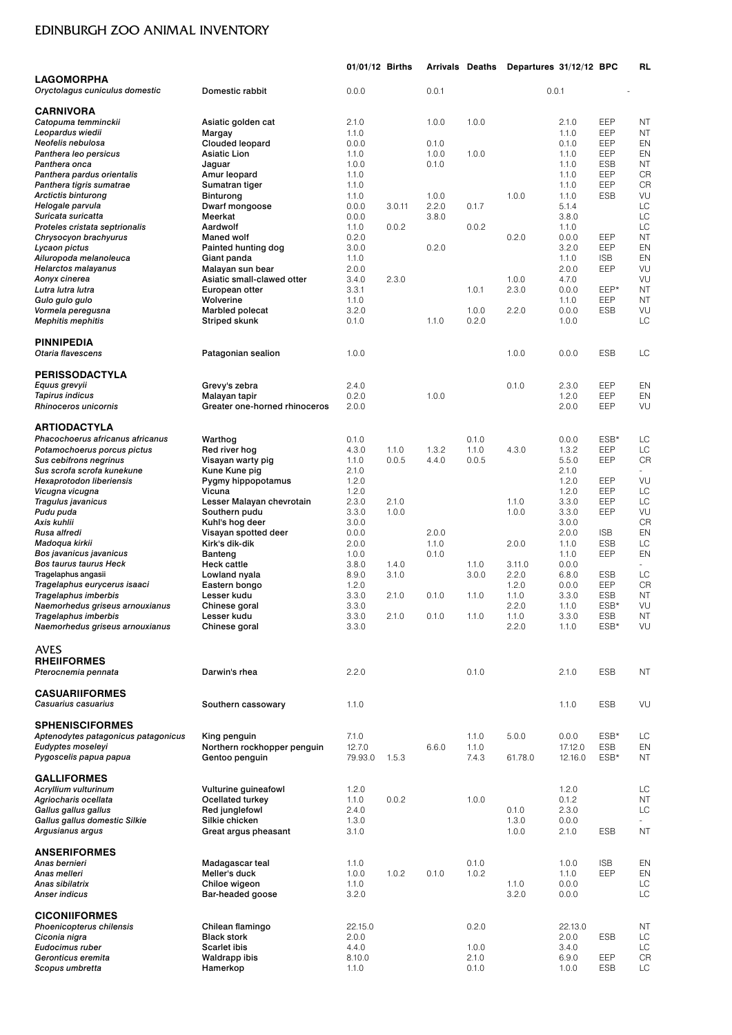# EDINBURGH ZOO ANIMAL INVENTORY

| | | 01/01/12 | Births | Arrivals | Deaths | Departures | 31/12/12 | BPC | RL |
|---|---|---|---|---|---|---|---|---|---|
| **LAGOMORPHA** | | | | | | | | | |
| *Oryctolagus cuniculus domestic* | Domestic rabbit | 0.0.0 | | 0.0.1 | | | 0.0.1 | | - |
| **CARNIVORA** | | | | | | | | | |
| *Catopuma temminckii* | Asiatic golden cat | 2.1.0 | | 1.0.0 | 1.0.0 | | 2.1.0 | EEP | NT |
| *Leopardus wiedii* | Margay | 1.1.0 | | | | | 1.1.0 | EEP | NT |
| *Neofelis nebulosa* | Clouded leopard | 0.0.0 | | 0.1.0 | | | 0.1.0 | EEP | EN |
| *Panthera leo persicus* | Asiatic Lion | 1.1.0 | | 1.0.0 | 1.0.0 | | 1.1.0 | EEP | EN |
| *Panthera onca* | Jaguar | 1.0.0 | | 0.1.0 | | | 1.1.0 | ESB | NT |
| *Panthera pardus orientalis* | Amur leopard | 1.1.0 | | | | | 1.1.0 | EEP | CR |
| *Panthera tigris sumatrae* | Sumatran tiger | 1.1.0 | | | | | 1.1.0 | EEP | CR |
| *Arctictis binturong* | Binturong | 1.1.0 | | 1.0.0 | | 1.0.0 | 1.1.0 | ESB | VU |
| *Helogale parvula* | Dwarf mongoose | 0.0.0 | 3.0.11 | 2.2.0 | 0.1.7 | | 5.1.4 | | LC |
| *Suricata suricatta* | Meerkat | 0.0.0 | | 3.8.0 | | | 3.8.0 | | LC |
| *Proteles cristata septrionalis* | Aardwolf | 1.1.0 | 0.0.2 | | 0.0.2 | | 1.1.0 | | LC |
| *Chrysocyon brachyurus* | Maned wolf | 0.2.0 | | | | 0.2.0 | 0.0.0 | EEP | NT |
| *Lycaon pictus* | Painted hunting dog | 3.0.0 | | 0.2.0 | | | 3.2.0 | EEP | EN |
| *Ailuropoda melanoleuca* | Giant panda | 1.1.0 | | | | | 1.1.0 | ISB | EN |
| *Helarctos malayanus* | Malayan sun bear | 2.0.0 | | | | | 2.0.0 | EEP | VU |
| *Aonyx cinerea* | Asiatic small-clawed otter | 3.4.0 | 2.3.0 | | | 1.0.0 | 4.7.0 | | VU |
| *Lutra lutra lutra* | European otter | 3.3.1 | | | 1.0.1 | 2.3.0 | 0.0.0 | EEP* | NT |
| *Gulo gulo gulo* | Wolverine | 1.1.0 | | | | | 1.1.0 | EEP | NT |
| *Vormela peregusna* | Marbled polecat | 3.2.0 | | | 1.0.0 | 2.2.0 | 0.0.0 | ESB | VU |
| *Mephitis mephitis* | Striped skunk | 0.1.0 | | 1.1.0 | 0.2.0 | | 1.0.0 | | LC |
| **PINNIPEDIA** | | | | | | | | | |
| *Otaria flavescens* | Patagonian sealion | 1.0.0 | | | | 1.0.0 | 0.0.0 | ESB | LC |
| **PERISSODACTYLA** | | | | | | | | | |
| *Equus grevyii* | Grevy's zebra | 2.4.0 | | | | 0.1.0 | 2.3.0 | EEP | EN |
| *Tapirus indicus* | Malayan tapir | 0.2.0 | | 1.0.0 | | | 1.2.0 | EEP | EN |
| *Rhinoceros unicornis* | Greater one-horned rhinoceros | 2.0.0 | | | | | 2.0.0 | EEP | VU |
| **ARTIODACTYLA** | | | | | | | | | |
| *Phacochoerus africanus africanus* | Warthog | 0.1.0 | | | 0.1.0 | | 0.0.0 | ESB* | LC |
| *Potamochoerus porcus pictus* | Red river hog | 4.3.0 | 1.1.0 | 1.3.2 | 1.1.0 | 4.3.0 | 1.3.2 | EEP | LC |
| *Sus cebifrons negrinus* | Visayan warty pig | 1.1.0 | 0.0.5 | 4.4.0 | 0.0.5 | | 5.5.0 | EEP | CR |
| *Sus scrofa scrofa kunekune* | Kune Kune pig | 2.1.0 | | | | | 2.1.0 | | - |
| *Hexaprotodon liberiensis* | Pygmy hippopotamus | 1.2.0 | | | | | 1.2.0 | EEP | VU |
| *Vicugna vicugna* | Vicuna | 1.2.0 | | | | | 1.2.0 | EEP | LC |
| *Tragulus javanicus* | Lesser Malayan chevrotain | 2.3.0 | 2.1.0 | | | 1.1.0 | 3.3.0 | EEP | LC |
| *Pudu puda* | Southern pudu | 3.3.0 | 1.0.0 | | | 1.0.0 | 3.3.0 | EEP | VU |
| *Axis kuhlii* | Kuhl's hog deer | 3.0.0 | | | | | 3.0.0 | | CR |
| *Rusa alfredi* | Visayan spotted deer | 0.0.0 | | 2.0.0 | | | 2.0.0 | ISB | EN |
| *Madoqua kirkii* | Kirk's dik-dik | 2.0.0 | | 1.1.0 | | 2.0.0 | 1.1.0 | ESB | LC |
| *Bos javanicus javanicus* | Banteng | 1.0.0 | | 0.1.0 | | | 1.1.0 | EEP | EN |
| *Bos taurus taurus Heck* | Heck cattle | 3.8.0 | 1.4.0 | | 1.1.0 | 3.11.0 | 0.0.0 | | - |
| Tragelaphus angasii | Lowland nyala | 8.9.0 | 3.1.0 | | 3.0.0 | 2.2.0 | 6.8.0 | ESB | LC |
| *Tragelaphus eurycerus isaaci* | Eastern bongo | 1.2.0 | | | | 1.2.0 | 0.0.0 | EEP | CR |
| *Tragelaphus imberbis* | Lesser kudu | 3.3.0 | 2.1.0 | 0.1.0 | 1.1.0 | 1.1.0 | 3.3.0 | ESB | NT |
| *Naemorhedus griseus arnouxianus* | Chinese goral | 3.3.0 | | | | 2.2.0 | 1.1.0 | ESB* | VU |
| *Tragelaphus imberbis* | Lesser kudu | 3.3.0 | 2.1.0 | 0.1.0 | 1.1.0 | 1.1.0 | 3.3.0 | ESB | NT |
| *Naemorhedus griseus arnouxianus* | Chinese goral | 3.3.0 | | | | 2.2.0 | 1.1.0 | ESB* | VU |
| **AVES** | | | | | | | | | |
| **RHEIIFORMES** | | | | | | | | | |
| *Pterocnemia pennata* | Darwin's rhea | 2.2.0 | | | 0.1.0 | | 2.1.0 | ESB | NT |
| **CASUARIIFORMES** | | | | | | | | | |
| *Casuarius casuarius* | Southern cassowary | 1.1.0 | | | | | 1.1.0 | ESB | VU |
| **SPHENISCIFORMES** | | | | | | | | | |
| *Aptenodytes patagonicus patagonicus* | King penguin | 7.1.0 | | | 1.1.0 | 5.0.0 | 0.0.0 | ESB* | LC |
| *Eudyptes moseleyi* | Northern rockhopper penguin | 12.7.0 | | 6.6.0 | 1.1.0 | | 17.12.0 | ESB | EN |
| *Pygoscelis papua papua* | Gentoo penguin | 79.93.0 | 1.5.3 | | 7.4.3 | 61.78.0 | 12.16.0 | ESB* | NT |
| **GALLIFORMES** | | | | | | | | | |
| *Acryllium vulturinum* | Vulturine guineafowl | 1.2.0 | | | | | 1.2.0 | | LC |
| *Agriocharis ocellata* | Ocellated turkey | 1.1.0 | 0.0.2 | | 1.0.0 | | 0.1.2 | | NT |
| *Gallus gallus gallus* | Red junglefowl | 2.4.0 | | | | 0.1.0 | 2.3.0 | | LC |
| *Gallus gallus domestic Silkie* | Silkie chicken | 1.3.0 | | | | 1.3.0 | 0.0.0 | | - |
| *Argusianus argus* | Great argus pheasant | 3.1.0 | | | | 1.0.0 | 2.1.0 | ESB | NT |
| **ANSERIFORMES** | | | | | | | | | |
| *Anas bernieri* | Madagascar teal | 1.1.0 | | | 0.1.0 | | 1.0.0 | ISB | EN |
| *Anas melleri* | Meller's duck | 1.0.0 | 1.0.2 | 0.1.0 | 1.0.2 | | 1.1.0 | EEP | EN |
| *Anas sibilatrix* | Chiloe wigeon | 1.1.0 | | | | 1.1.0 | 0.0.0 | | LC |
| *Anser indicus* | Bar-headed goose | 3.2.0 | | | | 3.2.0 | 0.0.0 | | LC |
| **CICONIIFORMES** | | | | | | | | | |
| *Phoenicopterus chilensis* | Chilean flamingo | 22.15.0 | | | 0.2.0 | | 22.13.0 | | NT |
| *Ciconia nigra* | Black stork | 2.0.0 | | | | | 2.0.0 | ESB | LC |
| *Eudocimus ruber* | Scarlet ibis | 4.4.0 | | | 1.0.0 | | 3.4.0 | | LC |
| *Geronticus eremita* | Waldrapp ibis | 8.10.0 | | | 2.1.0 | | 6.9.0 | EEP | CR |
| *Scopus umbretta* | Hamerkop | 1.1.0 | | | 0.1.0 | | 1.0.0 | ESB | LC |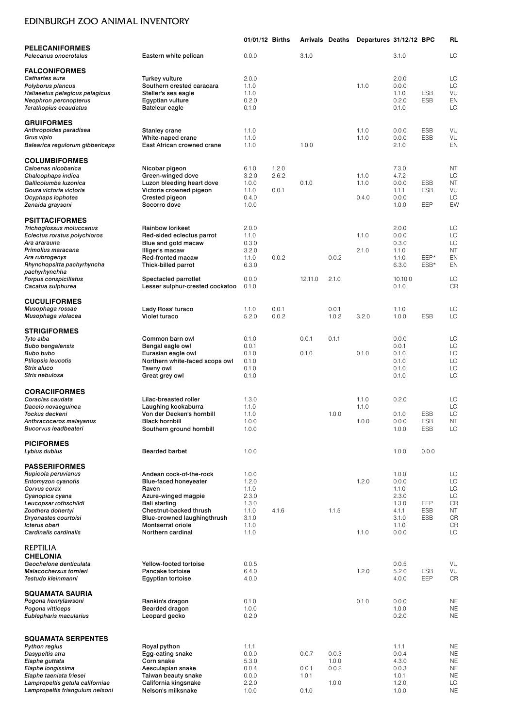# EDINBURGH ZOO ANIMAL INVENTORY

| | | 01/01/12 | Births | Arrivals | Deaths | Departures | 31/12/12 | BPC | RL |
|---|---|---|---|---|---|---|---|---|---|
| **PELECANIFORMES** | | | | | | | | | |
| *Pelecanus onocrotalus* | Eastern white pelican | 0.0.0 | | 3.1.0 | | | 3.1.0 | | LC |
| **FALCONIFORMES** | | | | | | | | | |
| *Cathartes aura* | Turkey vulture | 2.0.0 | | | | | 2.0.0 | | LC |
| *Polyborus plancus* | Southern crested caracara | 1.1.0 | | | | 1.1.0 | 0.0.0 | | LC |
| *Haliaeetus pelagicus pelagicus* | Steller's sea eagle | 1.1.0 | | | | | 1.1.0 | ESB | VU |
| *Neophron percnopterus* | Egyptian vulture | 0.2.0 | | | | | 0.2.0 | ESB | EN |
| *Terathopius ecaudatus* | Bateleur eagle | 0.1.0 | | | | | 0.1.0 | | LC |
| **GRUIFORMES** | | | | | | | | | |
| *Anthropoides paradisea* | Stanley crane | 1.1.0 | | | | 1.1.0 | 0.0.0 | ESB | VU |
| *Grus vipio* | White-naped crane | 1.1.0 | | | | 1.1.0 | 0.0.0 | ESB | VU |
| *Balearica regulorum gibbericeps* | East African crowned crane | 1.1.0 | | 1.0.0 | | | 2.1.0 | | EN |
| **COLUMBIFORMES** | | | | | | | | | |
| *Caloenas nicobarica* | Nicobar pigeon | 6.1.0 | 1.2.0 | | | | 7.3.0 | | NT |
| *Chalcophaps indica* | Green-winged dove | 3.2.0 | 2.6.2 | | | 1.1.0 | 4.7.2 | | LC |
| *Gallicolumba luzonica* | Luzon bleeding heart dove | 1.0.0 | | 0.1.0 | | 1.1.0 | 0.0.0 | ESB | NT |
| *Goura victoria victoria* | Victoria crowned pigeon | 1.1.0 | 0.0.1 | | | | 1.1.1 | ESB | VU |
| *Ocyphaps lophotes* | Crested pigeon | 0.4.0 | | | | 0.4.0 | 0.0.0 | | LC |
| *Zenaida graysoni* | Socorro dove | 1.0.0 | | | | | 1.0.0 | EEP | EW |
| **PSITTACIFORMES** | | | | | | | | | |
| *Trichoglossus moluccanus* | Rainbow lorikeet | 2.0.0 | | | | | 2.0.0 | | LC |
| *Eclectus roratus polychloros* | Red-sided eclectus parrot | 1.1.0 | | | | 1.1.0 | 0.0.0 | | LC |
| *Ara ararauna* | Blue and gold macaw | 0.3.0 | | | | | 0.3.0 | | LC |
| *Primolius maracana* | Illiger's macaw | 3.2.0 | | | | 2.1.0 | 1.1.0 | | NT |
| *Ara rubrogenys* | Red-fronted macaw | 1.1.0 | 0.0.2 | | 0.0.2 | | 1.1.0 | EEP* | EN |
| *Rhynchopsitta pachyrhyncha pachyrhynchha* | Thick-billed parrot | 6.3.0 | | | | | 6.3.0 | ESB* | EN |
| *Forpus conspicillatus* | Spectacled parrotlet | 0.0.0 | | 12.11.0 | 2.1.0 | | 10.10.0 | | LC |
| *Cacatua sulphurea* | Lesser sulphur-crested cockatoo | 0.1.0 | | | | | 0.1.0 | | CR |
| **CUCULIFORMES** | | | | | | | | | |
| *Musophaga rossae* | Lady Ross' turaco | 1.1.0 | 0.0.1 | | 0.0.1 | | 1.1.0 | | LC |
| *Musophaga violacea* | Violet turaco | 5.2.0 | 0.0.2 | | 1.0.2 | 3.2.0 | 1.0.0 | ESB | LC |
| **STRIGIFORMES** | | | | | | | | | |
| *Tyto alba* | Common barn owl | 0.1.0 | | 0.0.1 | 0.1.1 | | 0.0.0 | | LC |
| *Bubo bengalensis* | Bengal eagle owl | 0.0.1 | | | | | 0.0.1 | | LC |
| *Bubo bubo* | Eurasian eagle owl | 0.1.0 | | 0.1.0 | | 0.1.0 | 0.1.0 | | LC |
| *Ptilopsis leucotis* | Northern white-faced scops owl | 0.1.0 | | | | | 0.1.0 | | LC |
| *Strix aluco* | Tawny owl | 0.1.0 | | | | | 0.1.0 | | LC |
| *Strix nebulosa* | Great grey owl | 0.1.0 | | | | | 0.1.0 | | LC |
| **CORACIIFORMES** | | | | | | | | | |
| *Coracias caudata* | Lilac-breasted roller | 1.3.0 | | | | 1.1.0 | 0.2.0 | | LC |
| *Dacelo novaeguinea* | Laughing kookaburra | 1.1.0 | | | | 1.1.0 | | | LC |
| *Tockus deckeni* | Von der Decken's hornbill | 1.1.0 | | | 1.0.0 | | 0.1.0 | ESB | LC |
| *Anthracoceros malayanus* | Black hornbill | 1.0.0 | | | | 1.0.0 | 0.0.0 | ESB | NT |
| *Bucorvus leadbeateri* | Southern ground hornbill | 1.0.0 | | | | | 1.0.0 | ESB | LC |
| **PICIFORMES** | | | | | | | | | |
| *Lybius dubius* | Bearded barbet | 1.0.0 | | | | | 1.0.0 | 0.0.0 | |
| **PASSERIFORMES** | | | | | | | | | |
| *Rupicola peruvianus* | Andean cock-of-the-rock | 1.0.0 | | | | | 1.0.0 | | LC |
| *Entomyzon cyanotis* | Blue-faced honeyeater | 1.2.0 | | | | 1.2.0 | 0.0.0 | | LC |
| *Corvus corax* | Raven | 1.1.0 | | | | | 1.1.0 | | LC |
| *Cyanopica cyana* | Azure-winged magpie | 2.3.0 | | | | | 2.3.0 | | LC |
| *Leucopsar rothschildi* | Bali starling | 1.3.0 | | | | | 1.3.0 | EEP | CR |
| *Zoothera dohertyi* | Chestnut-backed thrush | 1.1.0 | 4.1.6 | | 1.1.5 | | 4.1.1 | ESB | NT |
| *Dryonastes courtoisi* | Blue-crowned laughingthrush | 3.1.0 | | | | | 3.1.0 | ESB | CR |
| *Icterus oberi* | Montserrat oriole | 1.1.0 | | | | | 1.1.0 | | CR |
| *Cardinalis cardinalis* | Northern cardinal | 1.1.0 | | | | 1.1.0 | 0.0.0 | | LC |
| **REPTILIA** | | | | | | | | | |
| **CHELONIA** | | | | | | | | | |
| *Geochelone denticulata* | Yellow-footed tortoise | 0.0.5 | | | | | 0.0.5 | | VU |
| *Malacochersus tornieri* | Pancake tortoise | 6.4.0 | | | | 1.2.0 | 5.2.0 | ESB | VU |
| *Testudo kleinmanni* | Egyptian tortoise | 4.0.0 | | | | | 4.0.0 | EEP | CR |
| **SQUAMATA SAURIA** | | | | | | | | | |
| *Pogona henrylawsoni* | Rankin's dragon | 0.1.0 | | | | 0.1.0 | 0.0.0 | | NE |
| *Pogona vitticeps* | Bearded dragon | 1.0.0 | | | | | 1.0.0 | | NE |
| *Eublepharis macularius* | Leopard gecko | 0.2.0 | | | | | 0.2.0 | | NE |
| **SQUAMATA SERPENTES** | | | | | | | | | |
| *Python regius* | Royal python | 1.1.1 | | | | | 1.1.1 | | NE |
| *Dasypeltis atra* | Egg-eating snake | 0.0.0 | | 0.0.7 | 0.0.3 | | 0.0.4 | | NE |
| *Elaphe guttata* | Corn snake | 5.3.0 | | | 1.0.0 | | 4.3.0 | | NE |
| *Elaphe longissima* | Aesculapian snake | 0.0.4 | | 0.0.1 | 0.0.2 | | 0.0.3 | | NE |
| *Elaphe taeniata friesei* | Taiwan beauty snake | 0.0.0 | | 1.0.1 | | | 1.0.1 | | NE |
| *Lampropeltis getula californiae* | California kingsnake | 2.2.0 | | | 1.0.0 | | 1.2.0 | | LC |
| *Lampropeltis triangulum nelsoni* | Nelson's milksnake | 1.0.0 | | 0.1.0 | | | 1.0.0 | | NE |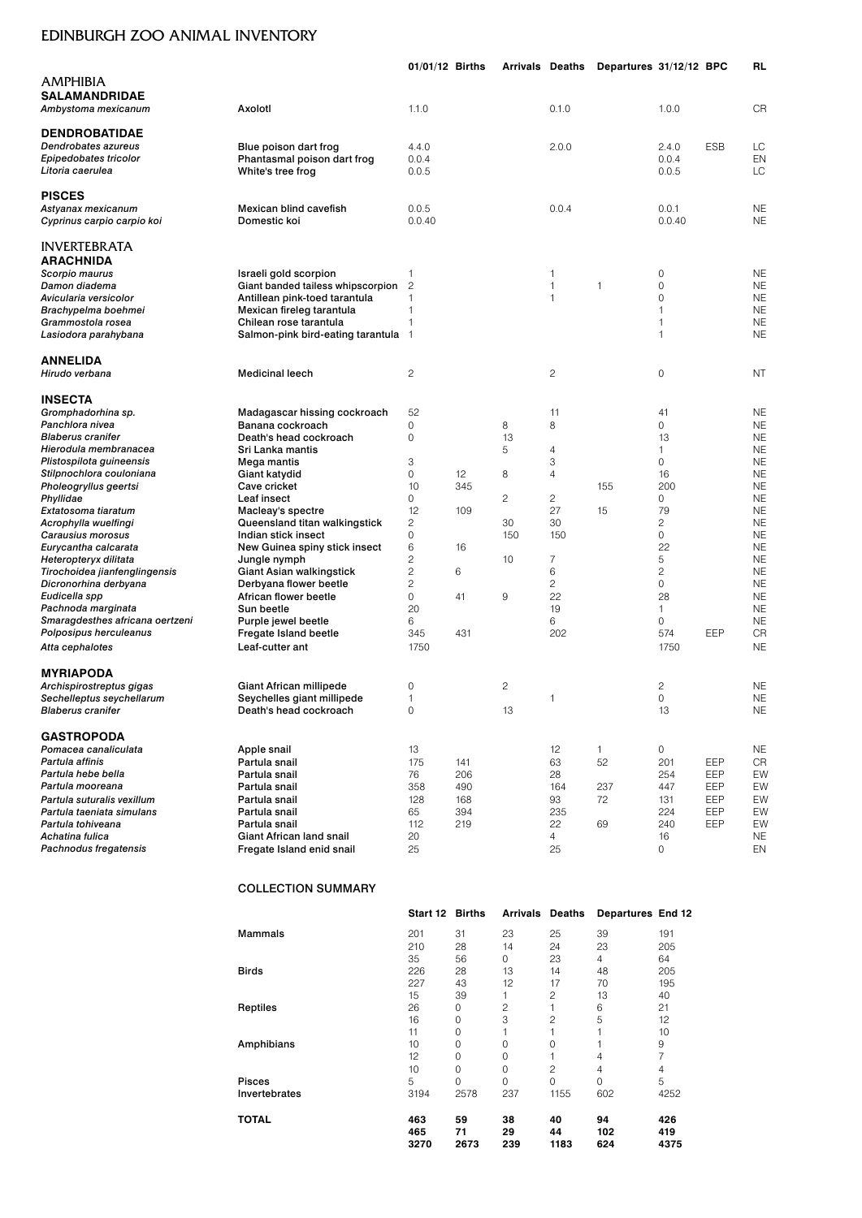# EDINBURGH ZOO ANIMAL INVENTORY

| | | 01/01/12 | Births | Arrivals | Deaths | Departures | 31/12/12 | BPC | RL |
|---|---|---|---|---|---|---|---|---|---|
| **AMPHIBIA** | | | | | | | | | |
| **SALAMANDRIDAE** | | | | | | | | | |
| *Ambystoma mexicanum* | Axolotl | 1.1.0 | | | 0.1.0 | | 1.0.0 | | CR |
| **DENDROBATIDAE** | | | | | | | | | |
| *Dendrobates azureus* | Blue poison dart frog | 4.4.0 | | | 2.0.0 | | 2.4.0 | ESB | LC |
| *Epipedobates tricolor* | Phantasmal poison dart frog | 0.0.4 | | | | | 0.0.4 | | EN |
| *Litoria caerulea* | White's tree frog | 0.0.5 | | | | | 0.0.5 | | LC |
| **PISCES** | | | | | | | | | |
| *Astyanax mexicanum* | Mexican blind cavefish | 0.0.5 | | | 0.0.4 | | 0.0.1 | | NE |
| *Cyprinus carpio carpio koi* | Domestic koi | 0.0.40 | | | | | 0.0.40 | | NE |
| **INVERTEBRATA** | | | | | | | | | |
| **ARACHNIDA** | | | | | | | | | |
| *Scorpio maurus* | Israeli gold scorpion | 1 | | | 1 | | 0 | | NE |
| *Damon diadema* | Giant banded tailess whipscorpion | 2 | | | 1 | 1 | 0 | | NE |
| *Avicularia versicolor* | Antillean pink-toed tarantula | 1 | | | 1 | | 0 | | NE |
| *Brachypelma boehmei* | Mexican fireleg tarantula | 1 | | | | | 1 | | NE |
| *Grammostola rosea* | Chilean rose tarantula | 1 | | | | | 1 | | NE |
| *Lasiodora parahybana* | Salmon-pink bird-eating tarantula | 1 | | | | | 1 | | NE |
| **ANNELIDA** | | | | | | | | | |
| *Hirudo verbana* | Medicinal leech | 2 | | | 2 | | 0 | | NT |
| **INSECTA** | | | | | | | | | |
| *Gromphadorhina sp.* | Madagascar hissing cockroach | 52 | | | 11 | | 41 | | NE |
| *Panchlora nivea* | Banana cockroach | 0 | | 8 | 8 | | 0 | | NE |
| *Blaberus cranifer* | Death's head cockroach | 0 | | 13 | | | 13 | | NE |
| *Hierodula membranacea* | Sri Lanka mantis | | | 5 | 4 | | 1 | | NE |
| *Plistospilota guineensis* | Mega mantis | 3 | | | 3 | | 0 | | NE |
| *Stilpnochlora couloniana* | Giant katydid | 0 | 12 | 8 | 4 | | 16 | | NE |
| *Pholeogryllus geertsi* | Cave cricket | 10 | 345 | | | 155 | 200 | | NE |
| *Phyllidae* | Leaf insect | 0 | | 2 | 2 | | 0 | | NE |
| *Extatosoma tiaratum* | Macleay's spectre | 12 | 109 | | 27 | 15 | 79 | | NE |
| *Acrophylla wuelfingi* | Queensland titan walkingstick | 2 | | 30 | 30 | | 2 | | NE |
| *Carausius morosus* | Indian stick insect | 0 | | 150 | 150 | | 0 | | NE |
| *Eurycantha calcarata* | New Guinea spiny stick insect | 6 | 16 | | | | 22 | | NE |
| *Heteropteryx dilitata* | Jungle nymph | 2 | | 10 | 7 | | 5 | | NE |
| *Tirochoidea jianfenglingensis* | Giant Asian walkingstick | 2 | 6 | | 6 | | 2 | | NE |
| *Dicronorhina derbyana* | Derbyana flower beetle | 2 | | | 2 | | 0 | | NE |
| *Eudicella spp* | African flower beetle | 0 | 41 | 9 | 22 | | 28 | | NE |
| *Pachnoda marginata* | Sun beetle | 20 | | | 19 | | 1 | | NE |
| *Smaragdesthes africana oertzeni* | Purple jewel beetle | 6 | | | 6 | | 0 | | NE |
| *Polposipus herculeanus* | Fregate Island beetle | 345 | 431 | | 202 | | 574 | EEP | CR |
| Atta cephalotes | Leaf-cutter ant | 1750 | | | | | 1750 | | NE |
| **MYRIAPODA** | | | | | | | | | |
| *Archispirostreptus gigas* | Giant African millipede | 0 | | 2 | | | 2 | | NE |
| *Sechelleptus seychellarum* | Seychelles giant millipede | 1 | | | 1 | | 0 | | NE |
| *Blaberus cranifer* | Death's head cockroach | 0 | | 13 | | | 13 | | NE |
| **GASTROPODA** | | | | | | | | | |
| *Pomacea canaliculata* | Apple snail | 13 | | | 12 | 1 | 0 | | NE |
| *Partula affinis* | Partula snail | 175 | 141 | | 63 | 52 | 201 | EEP | CR |
| *Partula hebe bella* | Partula snail | 76 | 206 | | 28 | | 254 | EEP | EW |
| *Partula mooreana* | Partula snail | 358 | 490 | | 164 | 237 | 447 | EEP | EW |
| *Partula suturalis vexillum* | Partula snail | 128 | 168 | | 93 | 72 | 131 | EEP | EW |
| *Partula taeniata simulans* | Partula snail | 65 | 394 | | 235 | | 224 | EEP | EW |
| *Partula tohiveana* | Partula snail | 112 | 219 | | 22 | 69 | 240 | EEP | EW |
| *Achatina fulica* | Giant African land snail | 20 | | | 4 | | 16 | | NE |
| *Pachnodus fregatensis* | Fregate Island enid snail | 25 | | | 25 | | 0 | | EN |

## COLLECTION SUMMARY

| | Start 12 | Births | Arrivals | Deaths | Departures | End 12 |
|---|---|---|---|---|---|---|
| Mammals | 201 | 31 | 23 | 25 | 39 | 191 |
| | 210 | 28 | 14 | 24 | 23 | 205 |
| | 35 | 56 | 0 | 23 | 4 | 64 |
| Birds | 226 | 28 | 13 | 14 | 48 | 205 |
| | 227 | 43 | 12 | 17 | 70 | 195 |
| | 15 | 39 | 1 | 2 | 13 | 40 |
| Reptiles | 26 | 0 | 2 | 1 | 6 | 21 |
| | 16 | 0 | 3 | 2 | 5 | 12 |
| | 11 | 0 | 1 | 1 | 1 | 10 |
| Amphibians | 10 | 0 | 0 | 0 | 1 | 9 |
| | 12 | 0 | 0 | 1 | 4 | 7 |
| | 10 | 0 | 0 | 2 | 4 | 4 |
| Pisces | 5 | 0 | 0 | 0 | 0 | 5 |
| Invertebrates | 3194 | 2578 | 237 | 1155 | 602 | 4252 |
| **TOTAL** | **463** | **59** | **38** | **40** | **94** | **426** |
| | **465** | **71** | **29** | **44** | **102** | **419** |
| | **3270** | **2673** | **239** | **1183** | **624** | **4375** |